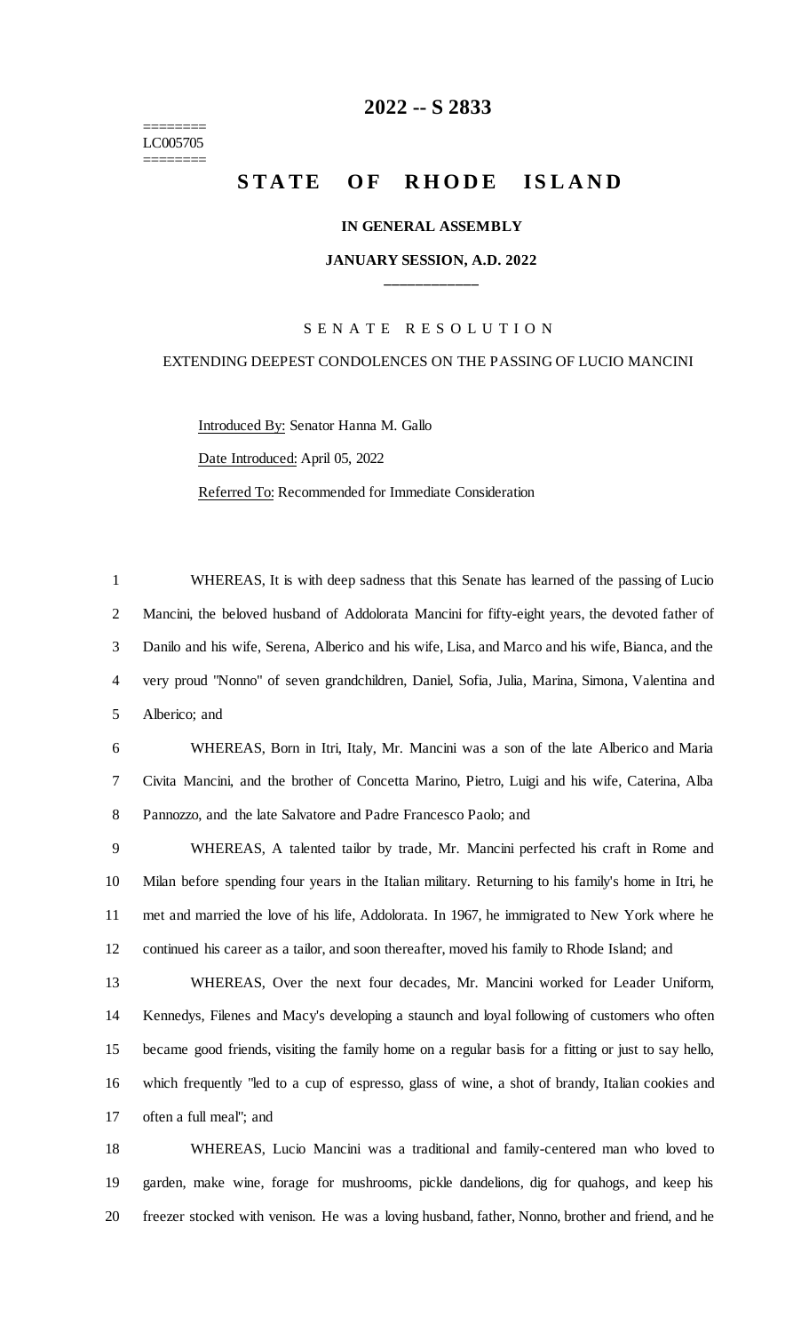# 2022 -- S 2833

========
LC005705
========

## STATE OF RHODE ISLAND

**IN GENERAL ASSEMBLY**

**JANUARY SESSION, A.D. 2022**

\_\_\_\_\_\_\_\_\_\_\_\_

S E N A T E   R E S O L U T I O N

EXTENDING DEEPEST CONDOLENCES ON THE PASSING OF LUCIO MANCINI

Introduced By: Senator Hanna M. Gallo

Date Introduced: April 05, 2022

Referred To: Recommended for Immediate Consideration

1 WHEREAS, It is with deep sadness that this Senate has learned of the passing of Lucio
2 Mancini, the beloved husband of Addolorata Mancini for fifty-eight years, the devoted father of
3 Danilo and his wife, Serena, Alberico and his wife, Lisa, and Marco and his wife, Bianca, and the
4 very proud "Nonno" of seven grandchildren, Daniel, Sofia, Julia, Marina, Simona, Valentina and
5 Alberico; and

6 WHEREAS, Born in Itri, Italy, Mr. Mancini was a son of the late Alberico and Maria
7 Civita Mancini, and the brother of Concetta Marino, Pietro, Luigi and his wife, Caterina, Alba
8 Pannozzo, and the late Salvatore and Padre Francesco Paolo; and

9 WHEREAS, A talented tailor by trade, Mr. Mancini perfected his craft in Rome and
10 Milan before spending four years in the Italian military. Returning to his family's home in Itri, he
11 met and married the love of his life, Addolorata. In 1967, he immigrated to New York where he
12 continued his career as a tailor, and soon thereafter, moved his family to Rhode Island; and

13 WHEREAS, Over the next four decades, Mr. Mancini worked for Leader Uniform,
14 Kennedys, Filenes and Macy's developing a staunch and loyal following of customers who often
15 became good friends, visiting the family home on a regular basis for a fitting or just to say hello,
16 which frequently "led to a cup of espresso, glass of wine, a shot of brandy, Italian cookies and
17 often a full meal"; and

18 WHEREAS, Lucio Mancini was a traditional and family-centered man who loved to
19 garden, make wine, forage for mushrooms, pickle dandelions, dig for quahogs, and keep his
20 freezer stocked with venison. He was a loving husband, father, Nonno, brother and friend, and he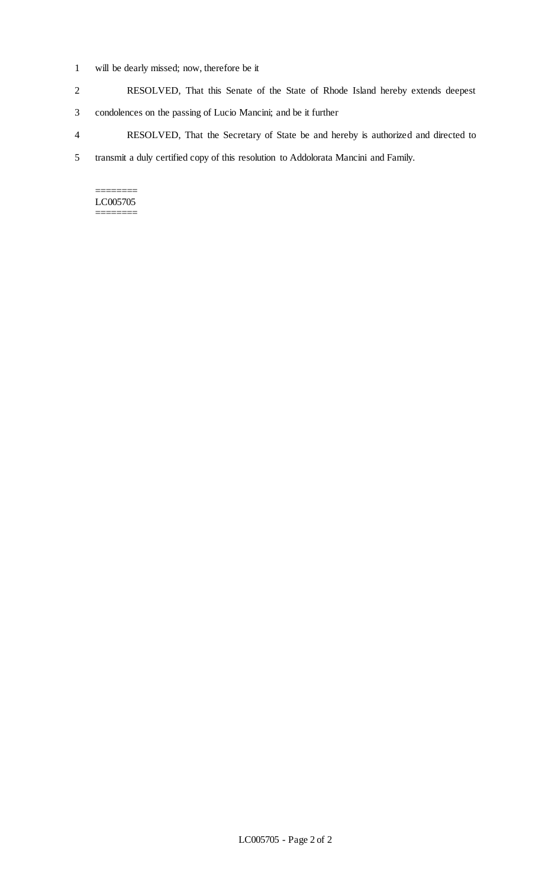will be dearly missed; now, therefore be it

RESOLVED, That this Senate of the State of Rhode Island hereby extends deepest condolences on the passing of Lucio Mancini; and be it further

RESOLVED, That the Secretary of State be and hereby is authorized and directed to transmit a duly certified copy of this resolution to Addolorata Mancini and Family.

========
LC005705
========